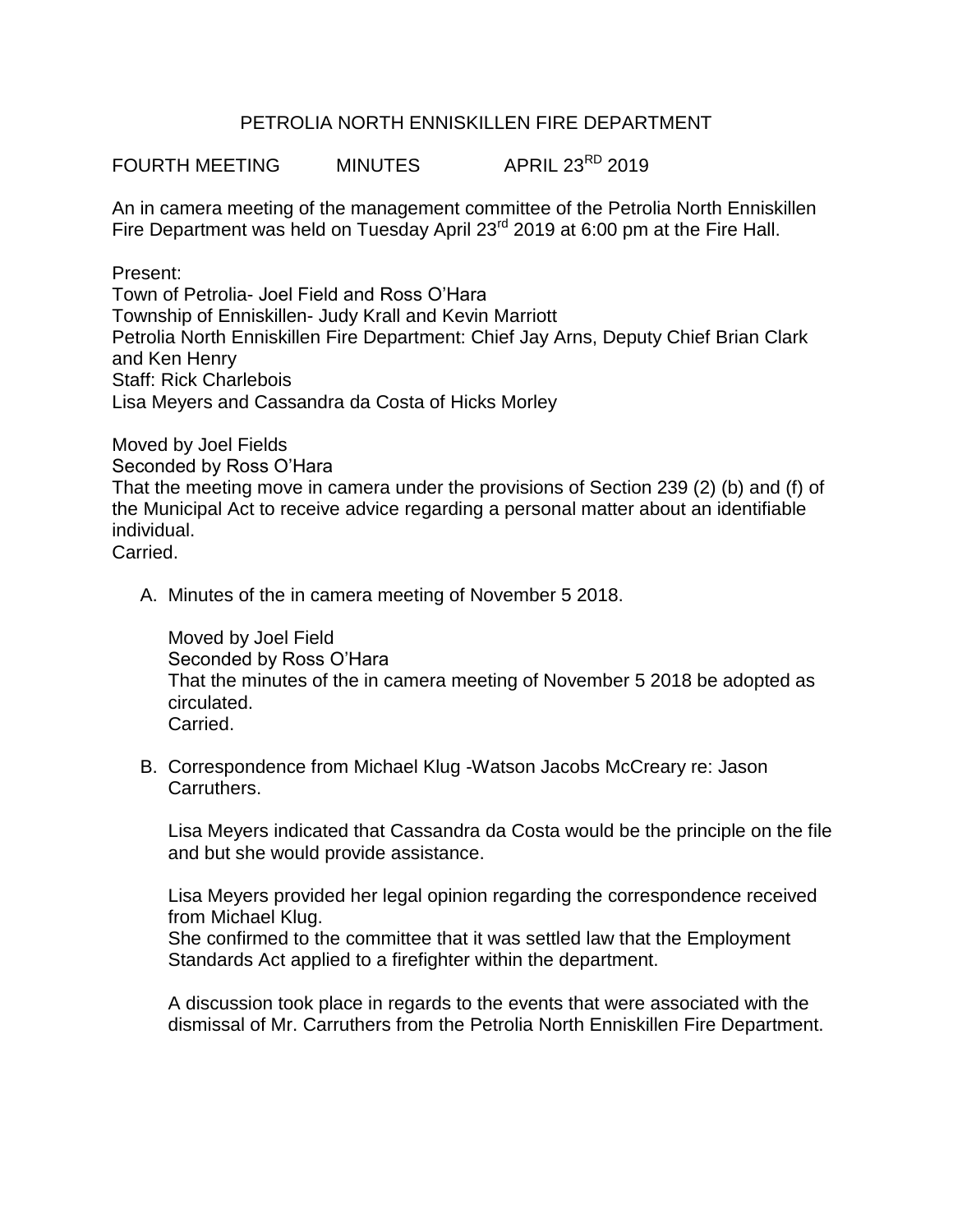# PETROLIA NORTH ENNISKILLEN FIRE DEPARTMENT

FOURTH MEETING MINUTES APRIL 23$^{RD}$ 2019

An in camera meeting of the management committee of the Petrolia North Enniskillen Fire Department was held on Tuesday April 23$^{rd}$ 2019 at 6:00 pm at the Fire Hall.

Present:
Town of Petrolia- Joel Field and Ross O'Hara
Township of Enniskillen- Judy Krall and Kevin Marriott
Petrolia North Enniskillen Fire Department: Chief Jay Arns, Deputy Chief Brian Clark and Ken Henry
Staff: Rick Charlebois
Lisa Meyers and Cassandra da Costa of Hicks Morley

Moved by Joel Fields
Seconded by Ross O'Hara
That the meeting move in camera under the provisions of Section 239 (2) (b) and (f) of the Municipal Act to receive advice regarding a personal matter about an identifiable individual.
Carried.

A. Minutes of the in camera meeting of November 5 2018.

   Moved by Joel Field
   Seconded by Ross O'Hara
   That the minutes of the in camera meeting of November 5 2018 be adopted as circulated.
   Carried.

B. Correspondence from Michael Klug -Watson Jacobs McCreary re: Jason Carruthers.

   Lisa Meyers indicated that Cassandra da Costa would be the principle on the file and but she would provide assistance.

   Lisa Meyers provided her legal opinion regarding the correspondence received from Michael Klug.
   She confirmed to the committee that it was settled law that the Employment Standards Act applied to a firefighter within the department.

   A discussion took place in regards to the events that were associated with the dismissal of Mr. Carruthers from the Petrolia North Enniskillen Fire Department.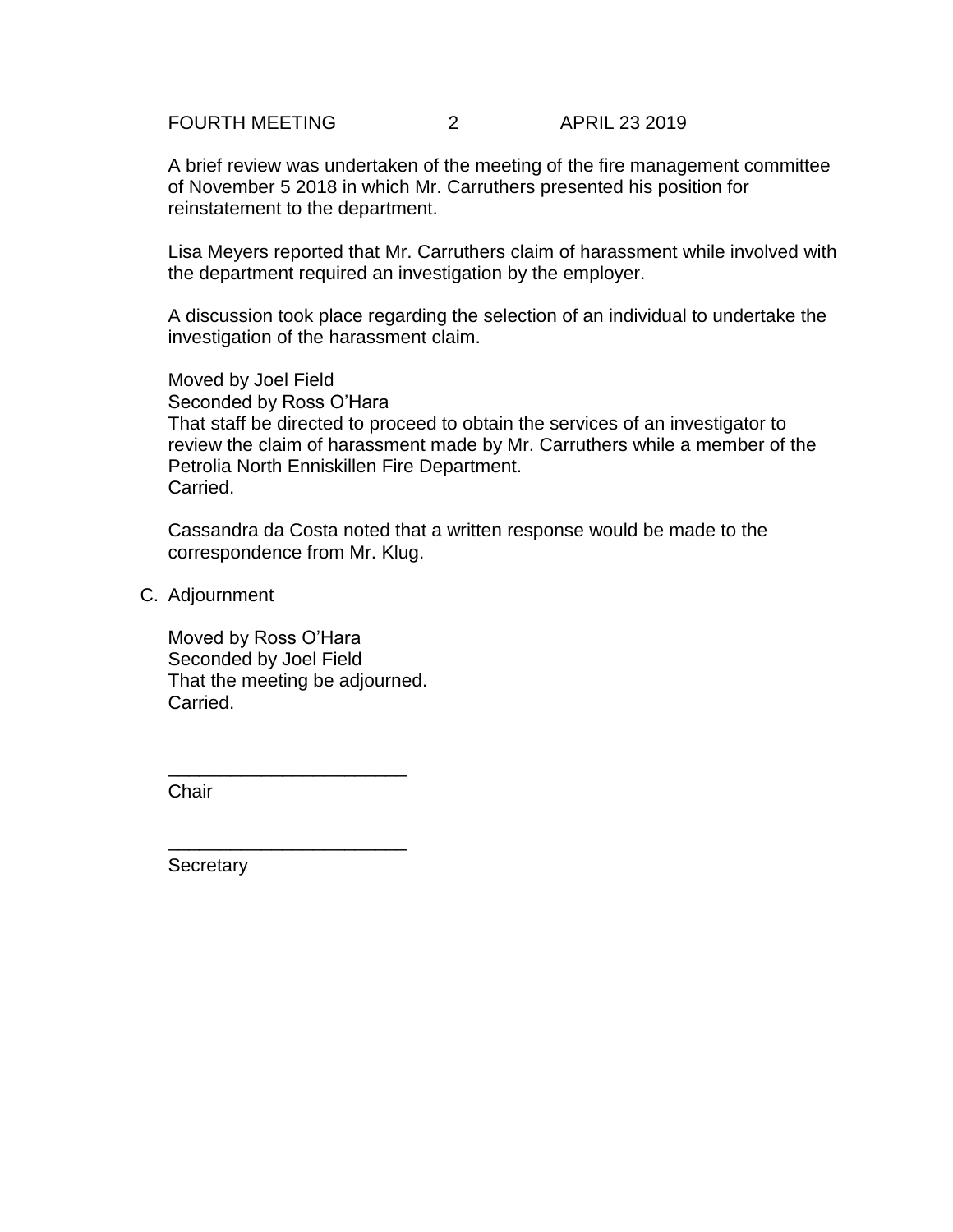A brief review was undertaken of the meeting of the fire management committee of November 5 2018 in which Mr. Carruthers presented his position for reinstatement to the department.

Lisa Meyers reported that Mr. Carruthers claim of harassment while involved with the department required an investigation by the employer.

A discussion took place regarding the selection of an individual to undertake the investigation of the harassment claim.

Moved by Joel Field
Seconded by Ross O'Hara
That staff be directed to proceed to obtain the services of an investigator to review the claim of harassment made by Mr. Carruthers while a member of the Petrolia North Enniskillen Fire Department.
Carried.

Cassandra da Costa noted that a written response would be made to the correspondence from Mr. Klug.

C. Adjournment

Moved by Ross O'Hara
Seconded by Joel Field
That the meeting be adjourned.
Carried.

_______________________
Chair

_______________________
Secretary